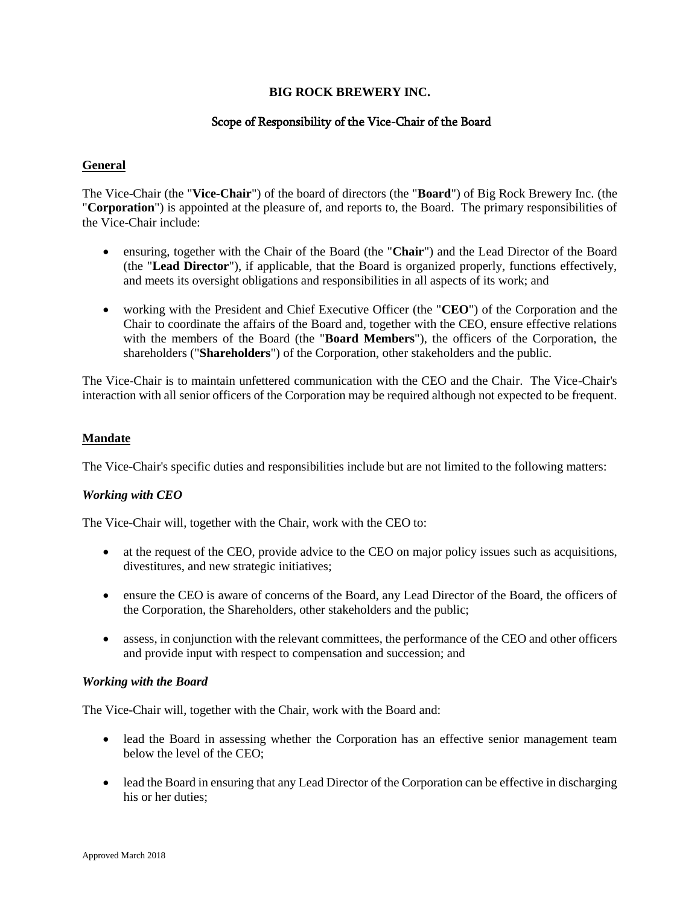**BIG ROCK BREWERY INC.**

## Scope of Responsibility of the Vice-Chair of the Board

**General**

The Vice-Chair (the "**Vice-Chair**") of the board of directors (the "**Board**") of Big Rock Brewery Inc. (the "**Corporation**") is appointed at the pleasure of, and reports to, the Board. The primary responsibilities of the Vice-Chair include:

- ensuring, together with the Chair of the Board (the "**Chair**") and the Lead Director of the Board (the "**Lead Director**"), if applicable, that the Board is organized properly, functions effectively, and meets its oversight obligations and responsibilities in all aspects of its work; and
- working with the President and Chief Executive Officer (the "**CEO**") of the Corporation and the Chair to coordinate the affairs of the Board and, together with the CEO, ensure effective relations with the members of the Board (the "**Board Members**"), the officers of the Corporation, the shareholders ("**Shareholders**") of the Corporation, other stakeholders and the public.

The Vice-Chair is to maintain unfettered communication with the CEO and the Chair. The Vice-Chair's interaction with all senior officers of the Corporation may be required although not expected to be frequent.

**Mandate**

The Vice-Chair's specific duties and responsibilities include but are not limited to the following matters:

***Working with CEO***

The Vice-Chair will, together with the Chair, work with the CEO to:

- at the request of the CEO, provide advice to the CEO on major policy issues such as acquisitions, divestitures, and new strategic initiatives;
- ensure the CEO is aware of concerns of the Board, any Lead Director of the Board, the officers of the Corporation, the Shareholders, other stakeholders and the public;
- assess, in conjunction with the relevant committees, the performance of the CEO and other officers and provide input with respect to compensation and succession; and

***Working with the Board***

The Vice-Chair will, together with the Chair, work with the Board and:

- lead the Board in assessing whether the Corporation has an effective senior management team below the level of the CEO;
- lead the Board in ensuring that any Lead Director of the Corporation can be effective in discharging his or her duties;

Approved March 2018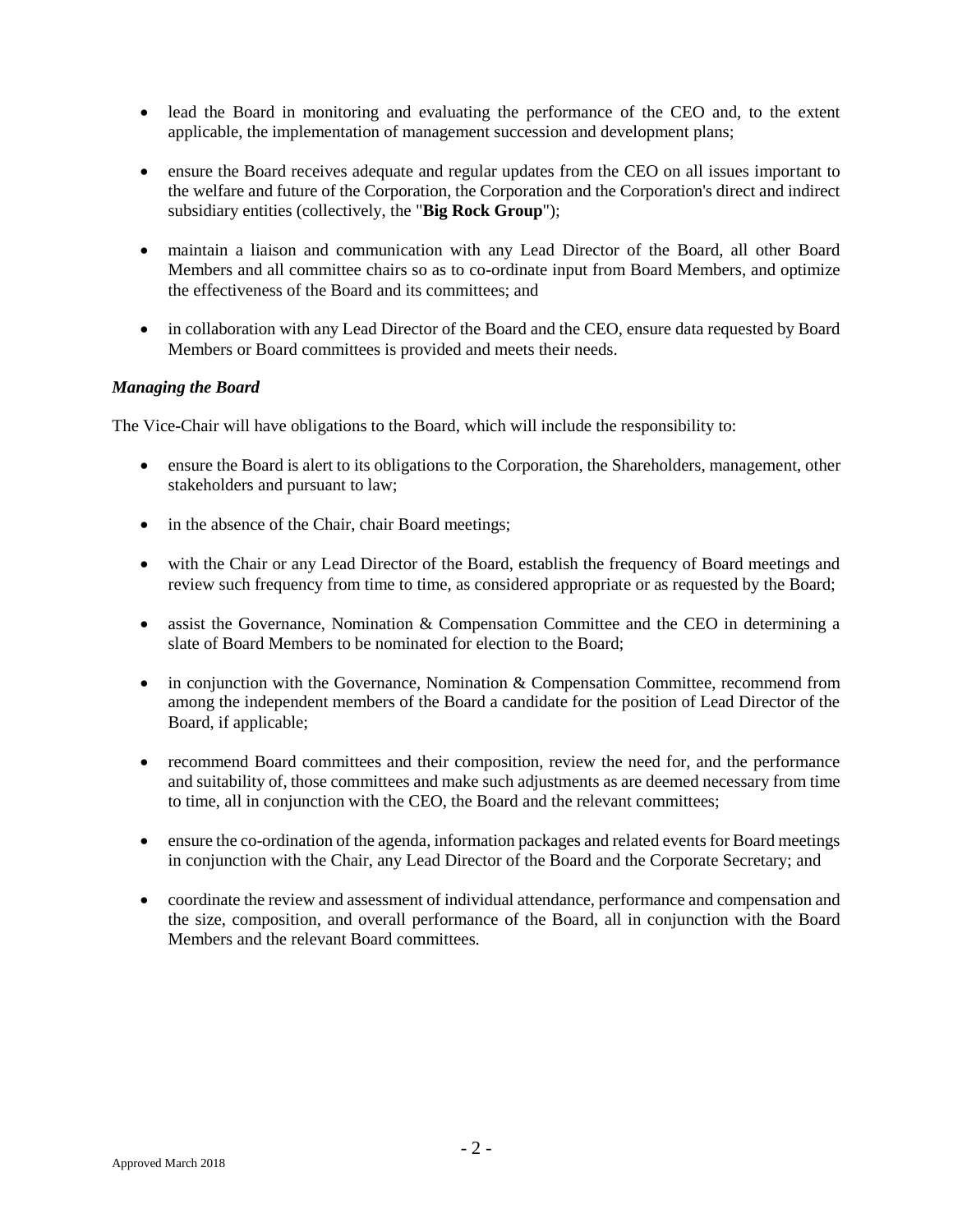- lead the Board in monitoring and evaluating the performance of the CEO and, to the extent applicable, the implementation of management succession and development plans;
- ensure the Board receives adequate and regular updates from the CEO on all issues important to the welfare and future of the Corporation, the Corporation and the Corporation's direct and indirect subsidiary entities (collectively, the "**Big Rock Group**");
- maintain a liaison and communication with any Lead Director of the Board, all other Board Members and all committee chairs so as to co-ordinate input from Board Members, and optimize the effectiveness of the Board and its committees; and
- in collaboration with any Lead Director of the Board and the CEO, ensure data requested by Board Members or Board committees is provided and meets their needs.

***Managing the Board***

The Vice-Chair will have obligations to the Board, which will include the responsibility to:

- ensure the Board is alert to its obligations to the Corporation, the Shareholders, management, other stakeholders and pursuant to law;
- in the absence of the Chair, chair Board meetings;
- with the Chair or any Lead Director of the Board, establish the frequency of Board meetings and review such frequency from time to time, as considered appropriate or as requested by the Board;
- assist the Governance, Nomination & Compensation Committee and the CEO in determining a slate of Board Members to be nominated for election to the Board;
- in conjunction with the Governance, Nomination & Compensation Committee, recommend from among the independent members of the Board a candidate for the position of Lead Director of the Board, if applicable;
- recommend Board committees and their composition, review the need for, and the performance and suitability of, those committees and make such adjustments as are deemed necessary from time to time, all in conjunction with the CEO, the Board and the relevant committees;
- ensure the co-ordination of the agenda, information packages and related events for Board meetings in conjunction with the Chair, any Lead Director of the Board and the Corporate Secretary; and
- coordinate the review and assessment of individual attendance, performance and compensation and the size, composition, and overall performance of the Board, all in conjunction with the Board Members and the relevant Board committees.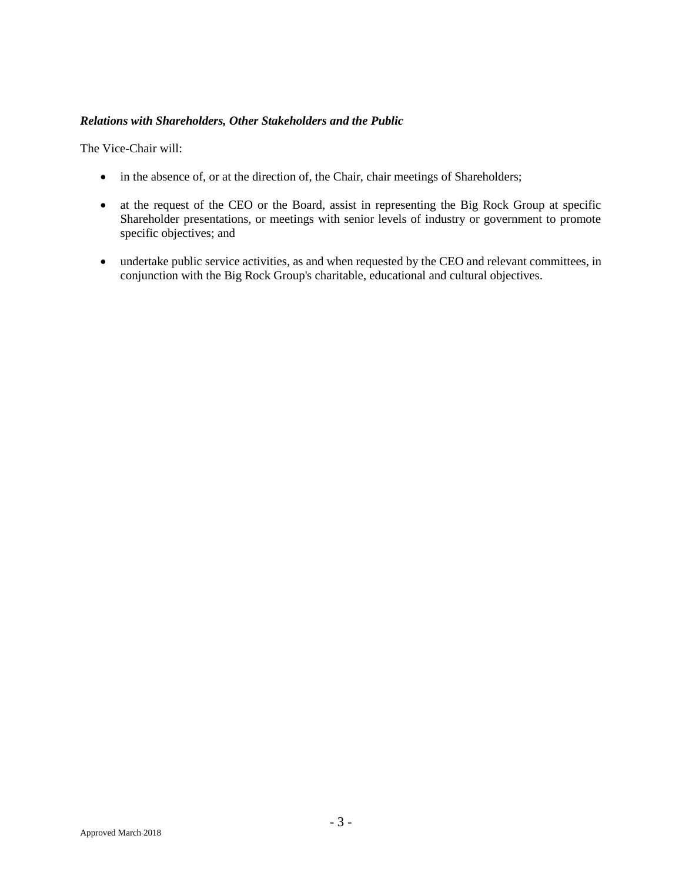***Relations with Shareholders, Other Stakeholders and the Public***

The Vice-Chair will:

- in the absence of, or at the direction of, the Chair, chair meetings of Shareholders;
- at the request of the CEO or the Board, assist in representing the Big Rock Group at specific Shareholder presentations, or meetings with senior levels of industry or government to promote specific objectives; and
- undertake public service activities, as and when requested by the CEO and relevant committees, in conjunction with the Big Rock Group's charitable, educational and cultural objectives.